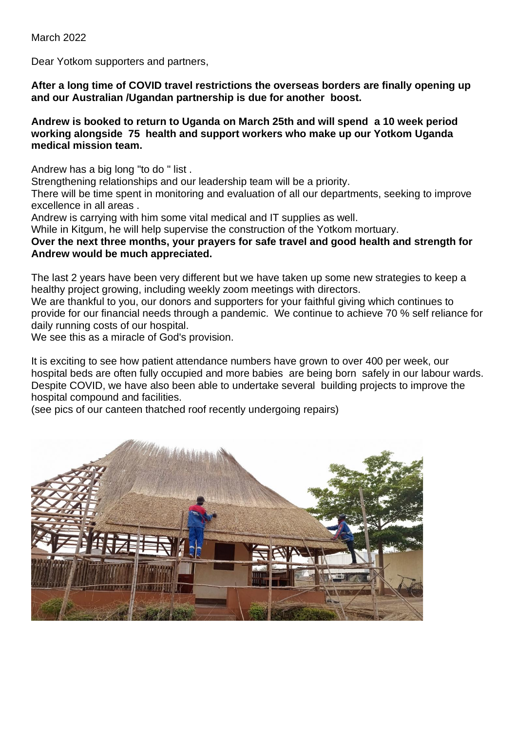March 2022

Dear Yotkom supporters and partners,

**After a long time of COVID travel restrictions the overseas borders are finally opening up and our Australian /Ugandan partnership is due for another boost.**

**Andrew is booked to return to Uganda on March 25th and will spend a 10 week period working alongside 75 health and support workers who make up our Yotkom Uganda medical mission team.**

Andrew has a big long "to do " list .
Strengthening relationships and our leadership team will be a priority.
There will be time spent in monitoring and evaluation of all our departments, seeking to improve excellence in all areas .
Andrew is carrying with him some vital medical and IT supplies as well.
While in Kitgum, he will help supervise the construction of the Yotkom mortuary.
**Over the next three months, your prayers for safe travel and good health and strength for Andrew would be much appreciated.**

The last 2 years have been very different but we have taken up some new strategies to keep a healthy project growing, including weekly zoom meetings with directors.
We are thankful to you, our donors and supporters for your faithful giving which continues to provide for our financial needs through a pandemic. We continue to achieve 70 % self reliance for daily running costs of our hospital.
We see this as a miracle of God's provision.

It is exciting to see how patient attendance numbers have grown to over 400 per week, our hospital beds are often fully occupied and more babies are being born safely in our labour wards. Despite COVID, we have also been able to undertake several building projects to improve the hospital compound and facilities.
(see pics of our canteen thatched roof recently undergoing repairs)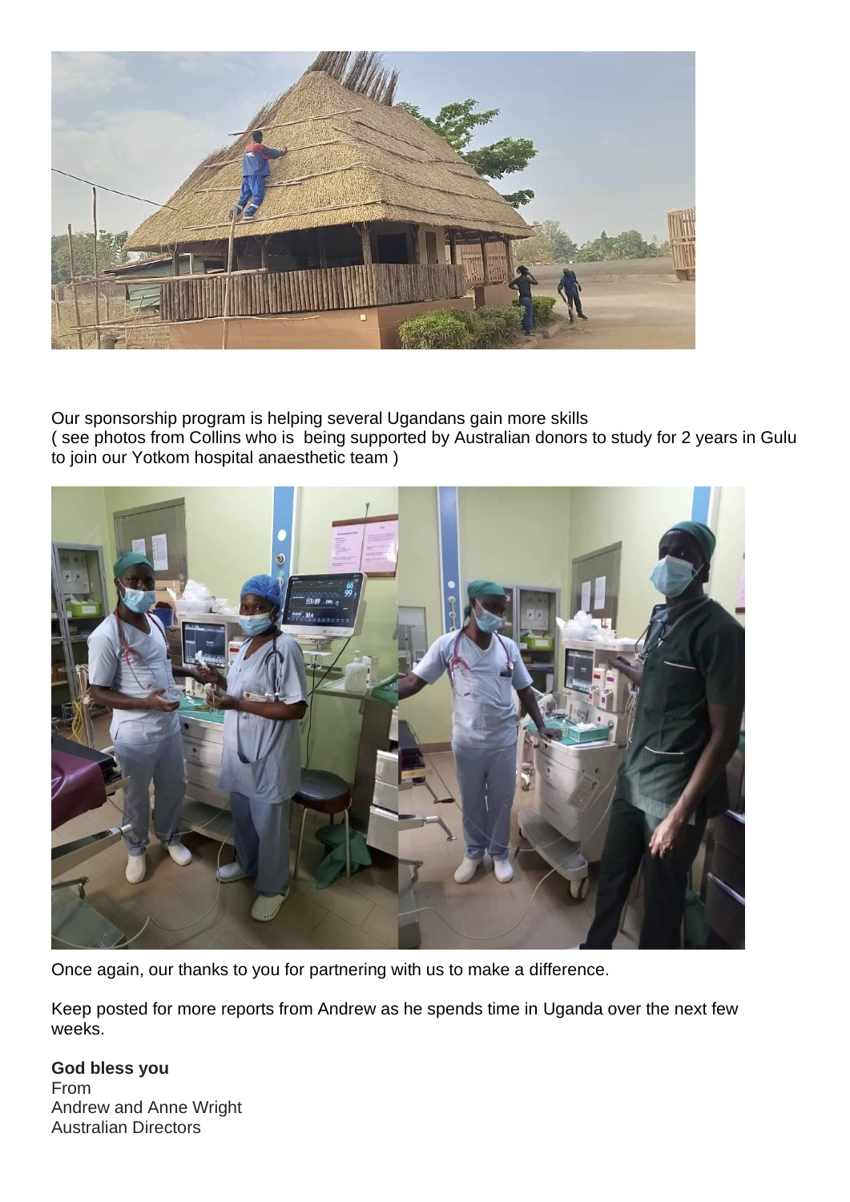Our sponsorship program is helping several Ugandans gain more skills
( see photos from Collins who is being supported by Australian donors to study for 2 years in Gulu to join our Yotkom hospital anaesthetic team )

Once again, our thanks to you for partnering with us to make a difference.

Keep posted for more reports from Andrew as he spends time in Uganda over the next few weeks.

**God bless you**
From
Andrew and Anne Wright
Australian Directors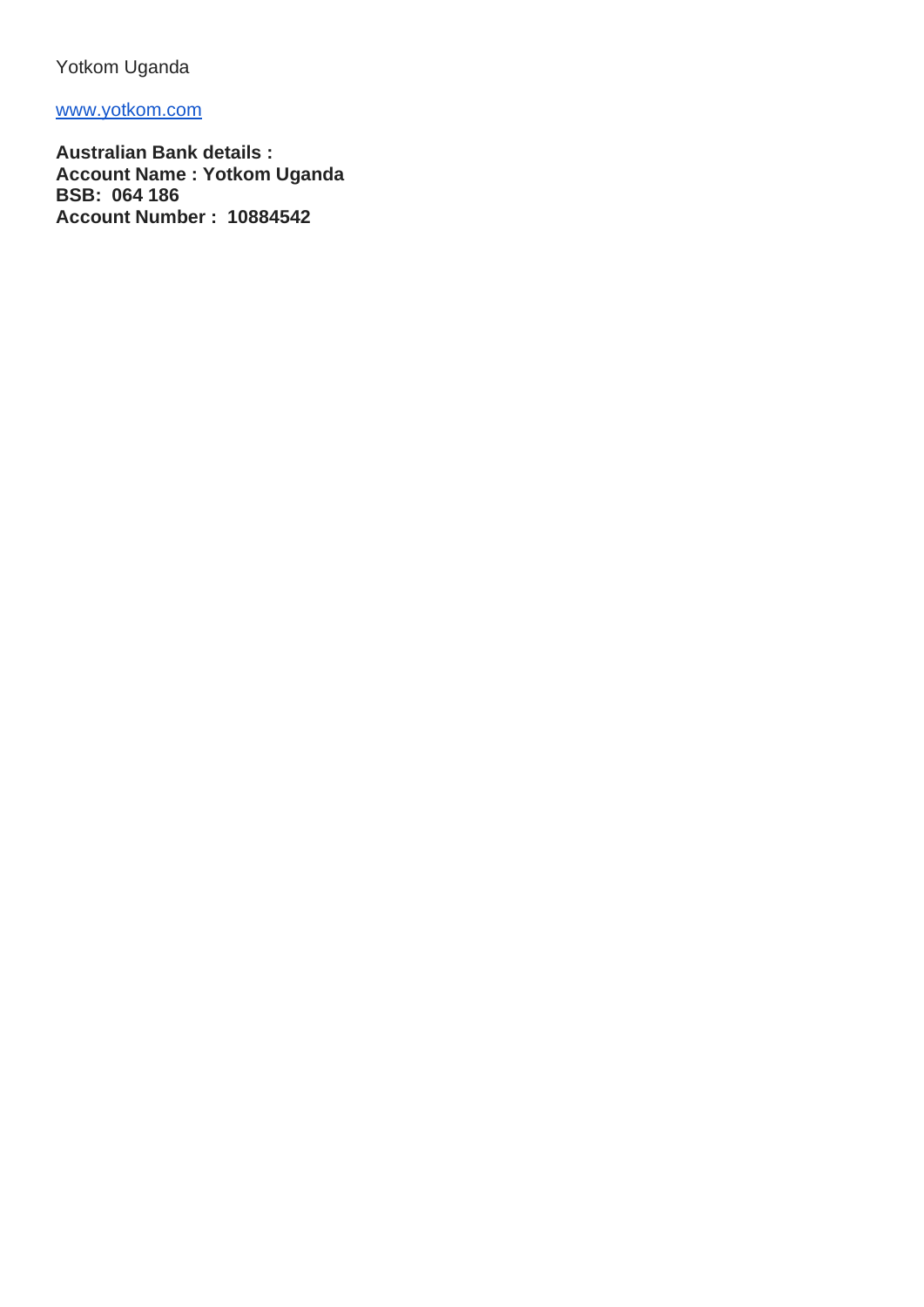Yotkom Uganda

[www.yotkom.com](http://www.yotkom.com)

**Australian Bank details :**
**Account Name : Yotkom Uganda**
**BSB: 064 186**
**Account Number : 10884542**